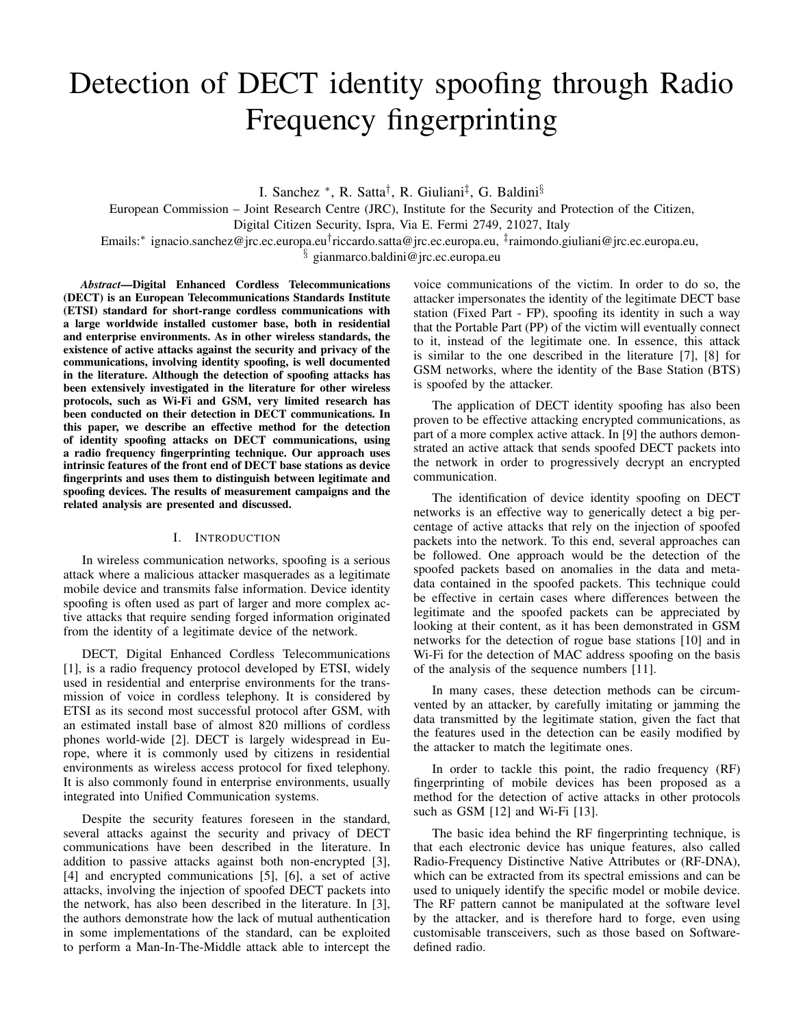# Detection of DECT identity spoofing through Radio Frequency fingerprinting

I. Sanchez [*], R. Satta[†], R. Giuliani[‡], G. Baldini[§]

European Commission – Joint Research Centre (JRC), Institute for the Security and Protection of the Citizen, Digital Citizen Security, Ispra, Via E. Fermi 2749, 21027, Italy

Emails:[*] ignacio.sanchez@jrc.ec.europa.eu [†]riccardo.satta@jrc.ec.europa.eu, [‡]raimondo.giuliani@jrc.ec.europa.eu, [§] gianmarco.baldini@jrc.ec.europa.eu

***Abstract*—Digital Enhanced Cordless Telecommunications (DECT) is an European Telecommunications Standards Institute (ETSI) standard for short-range cordless communications with a large worldwide installed customer base, both in residential and enterprise environments. As in other wireless standards, the existence of active attacks against the security and privacy of the communications, involving identity spoofing, is well documented in the literature. Although the detection of spoofing attacks has been extensively investigated in the literature for other wireless protocols, such as Wi-Fi and GSM, very limited research has been conducted on their detection in DECT communications. In this paper, we describe an effective method for the detection of identity spoofing attacks on DECT communications, using a radio frequency fingerprinting technique. Our approach uses intrinsic features of the front end of DECT base stations as device fingerprints and uses them to distinguish between legitimate and spoofing devices. The results of measurement campaigns and the related analysis are presented and discussed.**

## I. Introduction

In wireless communication networks, spoofing is a serious attack where a malicious attacker masquerades as a legitimate mobile device and transmits false information. Device identity spoofing is often used as part of larger and more complex active attacks that require sending forged information originated from the identity of a legitimate device of the network.

DECT, Digital Enhanced Cordless Telecommunications [1], is a radio frequency protocol developed by ETSI, widely used in residential and enterprise environments for the transmission of voice in cordless telephony. It is considered by ETSI as its second most successful protocol after GSM, with an estimated install base of almost 820 millions of cordless phones world-wide [2]. DECT is largely widespread in Europe, where it is commonly used by citizens in residential environments as wireless access protocol for fixed telephony. It is also commonly found in enterprise environments, usually integrated into Unified Communication systems.

Despite the security features foreseen in the standard, several attacks against the security and privacy of DECT communications have been described in the literature. In addition to passive attacks against both non-encrypted [3], [4] and encrypted communications [5], [6], a set of active attacks, involving the injection of spoofed DECT packets into the network, has also been described in the literature. In [3], the authors demonstrate how the lack of mutual authentication in some implementations of the standard, can be exploited to perform a Man-In-The-Middle attack able to intercept the voice communications of the victim. In order to do so, the attacker impersonates the identity of the legitimate DECT base station (Fixed Part - FP), spoofing its identity in such a way that the Portable Part (PP) of the victim will eventually connect to it, instead of the legitimate one. In essence, this attack is similar to the one described in the literature [7], [8] for GSM networks, where the identity of the Base Station (BTS) is spoofed by the attacker.

The application of DECT identity spoofing has also been proven to be effective attacking encrypted communications, as part of a more complex active attack. In [9] the authors demonstrated an active attack that sends spoofed DECT packets into the network in order to progressively decrypt an encrypted communication.

The identification of device identity spoofing on DECT networks is an effective way to generically detect a big percentage of active attacks that rely on the injection of spoofed packets into the network. To this end, several approaches can be followed. One approach would be the detection of the spoofed packets based on anomalies in the data and metadata contained in the spoofed packets. This technique could be effective in certain cases where differences between the legitimate and the spoofed packets can be appreciated by looking at their content, as it has been demonstrated in GSM networks for the detection of rogue base stations [10] and in Wi-Fi for the detection of MAC address spoofing on the basis of the analysis of the sequence numbers [11].

In many cases, these detection methods can be circumvented by an attacker, by carefully imitating or jamming the data transmitted by the legitimate station, given the fact that the features used in the detection can be easily modified by the attacker to match the legitimate ones.

In order to tackle this point, the radio frequency (RF) fingerprinting of mobile devices has been proposed as a method for the detection of active attacks in other protocols such as GSM [12] and Wi-Fi [13].

The basic idea behind the RF fingerprinting technique, is that each electronic device has unique features, also called Radio-Frequency Distinctive Native Attributes or (RF-DNA), which can be extracted from its spectral emissions and can be used to uniquely identify the specific model or mobile device. The RF pattern cannot be manipulated at the software level by the attacker, and is therefore hard to forge, even using customisable transceivers, such as those based on Software-defined radio.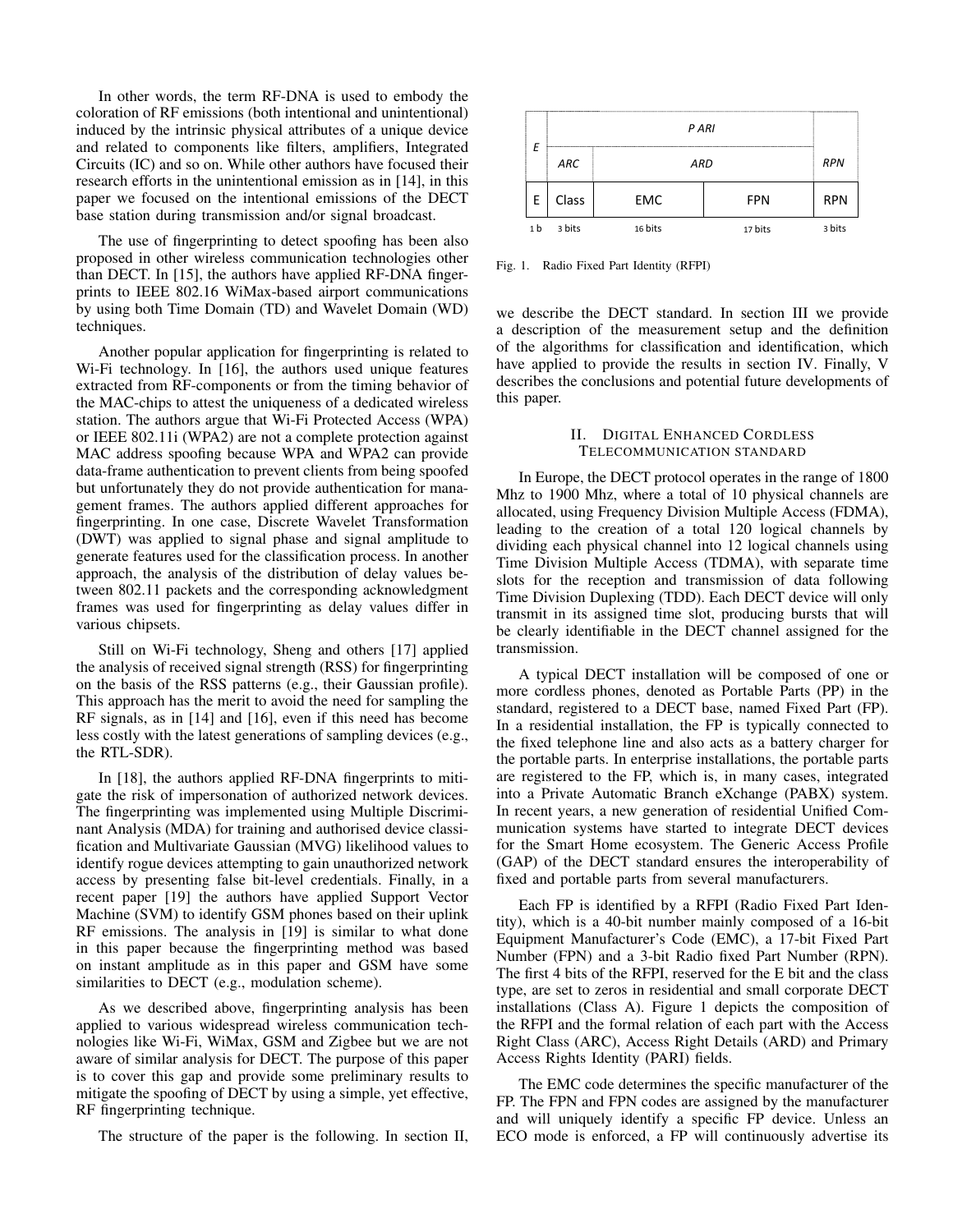In other words, the term RF-DNA is used to embody the coloration of RF emissions (both intentional and unintentional) induced by the intrinsic physical attributes of a unique device and related to components like filters, amplifiers, Integrated Circuits (IC) and so on. While other authors have focused their research efforts in the unintentional emission as in [14], in this paper we focused on the intentional emissions of the DECT base station during transmission and/or signal broadcast.

The use of fingerprinting to detect spoofing has been also proposed in other wireless communication technologies other than DECT. In [15], the authors have applied RF-DNA fingerprints to IEEE 802.16 WiMax-based airport communications by using both Time Domain (TD) and Wavelet Domain (WD) techniques.

Another popular application for fingerprinting is related to Wi-Fi technology. In [16], the authors used unique features extracted from RF-components or from the timing behavior of the MAC-chips to attest the uniqueness of a dedicated wireless station. The authors argue that Wi-Fi Protected Access (WPA) or IEEE 802.11i (WPA2) are not a complete protection against MAC address spoofing because WPA and WPA2 can provide data-frame authentication to prevent clients from being spoofed but unfortunately they do not provide authentication for management frames. The authors applied different approaches for fingerprinting. In one case, Discrete Wavelet Transformation (DWT) was applied to signal phase and signal amplitude to generate features used for the classification process. In another approach, the analysis of the distribution of delay values between 802.11 packets and the corresponding acknowledgment frames was used for fingerprinting as delay values differ in various chipsets.

Still on Wi-Fi technology, Sheng and others [17] applied the analysis of received signal strength (RSS) for fingerprinting on the basis of the RSS patterns (e.g., their Gaussian profile). This approach has the merit to avoid the need for sampling the RF signals, as in [14] and [16], even if this need has become less costly with the latest generations of sampling devices (e.g., the RTL-SDR).

In [18], the authors applied RF-DNA fingerprints to mitigate the risk of impersonation of authorized network devices. The fingerprinting was implemented using Multiple Discriminant Analysis (MDA) for training and authorised device classification and Multivariate Gaussian (MVG) likelihood values to identify rogue devices attempting to gain unauthorized network access by presenting false bit-level credentials. Finally, in a recent paper [19] the authors have applied Support Vector Machine (SVM) to identify GSM phones based on their uplink RF emissions. The analysis in [19] is similar to what done in this paper because the fingerprinting method was based on instant amplitude as in this paper and GSM have some similarities to DECT (e.g., modulation scheme).

As we described above, fingerprinting analysis has been applied to various widespread wireless communication technologies like Wi-Fi, WiMax, GSM and Zigbee but we are not aware of similar analysis for DECT. The purpose of this paper is to cover this gap and provide some preliminary results to mitigate the spoofing of DECT by using a simple, yet effective, RF fingerprinting technique.

The structure of the paper is the following. In section II, we describe the DECT standard. In section III we provide a description of the measurement setup and the definition of the algorithms for classification and identification, which have applied to provide the results in section IV. Finally, V describes the conclusions and potential future developments of this paper.

| *E* | *P ARI* | | | *RPN* |
|---|---|---|---|---|
| | *ARC* | *ARD* | | |
| E | Class | EMC | FPN | RPN |
| 1 b | 3 bits | 16 bits | 17 bits | 3 bits |

Fig. 1. Radio Fixed Part Identity (RFPI)

## II. Digital Enhanced Cordless Telecommunication Standard

In Europe, the DECT protocol operates in the range of 1800 Mhz to 1900 Mhz, where a total of 10 physical channels are allocated, using Frequency Division Multiple Access (FDMA), leading to the creation of a total 120 logical channels by dividing each physical channel into 12 logical channels using Time Division Multiple Access (TDMA), with separate time slots for the reception and transmission of data following Time Division Duplexing (TDD). Each DECT device will only transmit in its assigned time slot, producing bursts that will be clearly identifiable in the DECT channel assigned for the transmission.

A typical DECT installation will be composed of one or more cordless phones, denoted as Portable Parts (PP) in the standard, registered to a DECT base, named Fixed Part (FP). In a residential installation, the FP is typically connected to the fixed telephone line and also acts as a battery charger for the portable parts. In enterprise installations, the portable parts are registered to the FP, which is, in many cases, integrated into a Private Automatic Branch eXchange (PABX) system. In recent years, a new generation of residential Unified Communication systems have started to integrate DECT devices for the Smart Home ecosystem. The Generic Access Profile (GAP) of the DECT standard ensures the interoperability of fixed and portable parts from several manufacturers.

Each FP is identified by a RFPI (Radio Fixed Part Identity), which is a 40-bit number mainly composed of a 16-bit Equipment Manufacturer's Code (EMC), a 17-bit Fixed Part Number (FPN) and a 3-bit Radio fixed Part Number (RPN). The first 4 bits of the RFPI, reserved for the E bit and the class type, are set to zeros in residential and small corporate DECT installations (Class A). Figure 1 depicts the composition of the RFPI and the formal relation of each part with the Access Right Class (ARC), Access Right Details (ARD) and Primary Access Rights Identity (PARI) fields.

The EMC code determines the specific manufacturer of the FP. The FPN and FPN codes are assigned by the manufacturer and will uniquely identify a specific FP device. Unless an ECO mode is enforced, a FP will continuously advertise its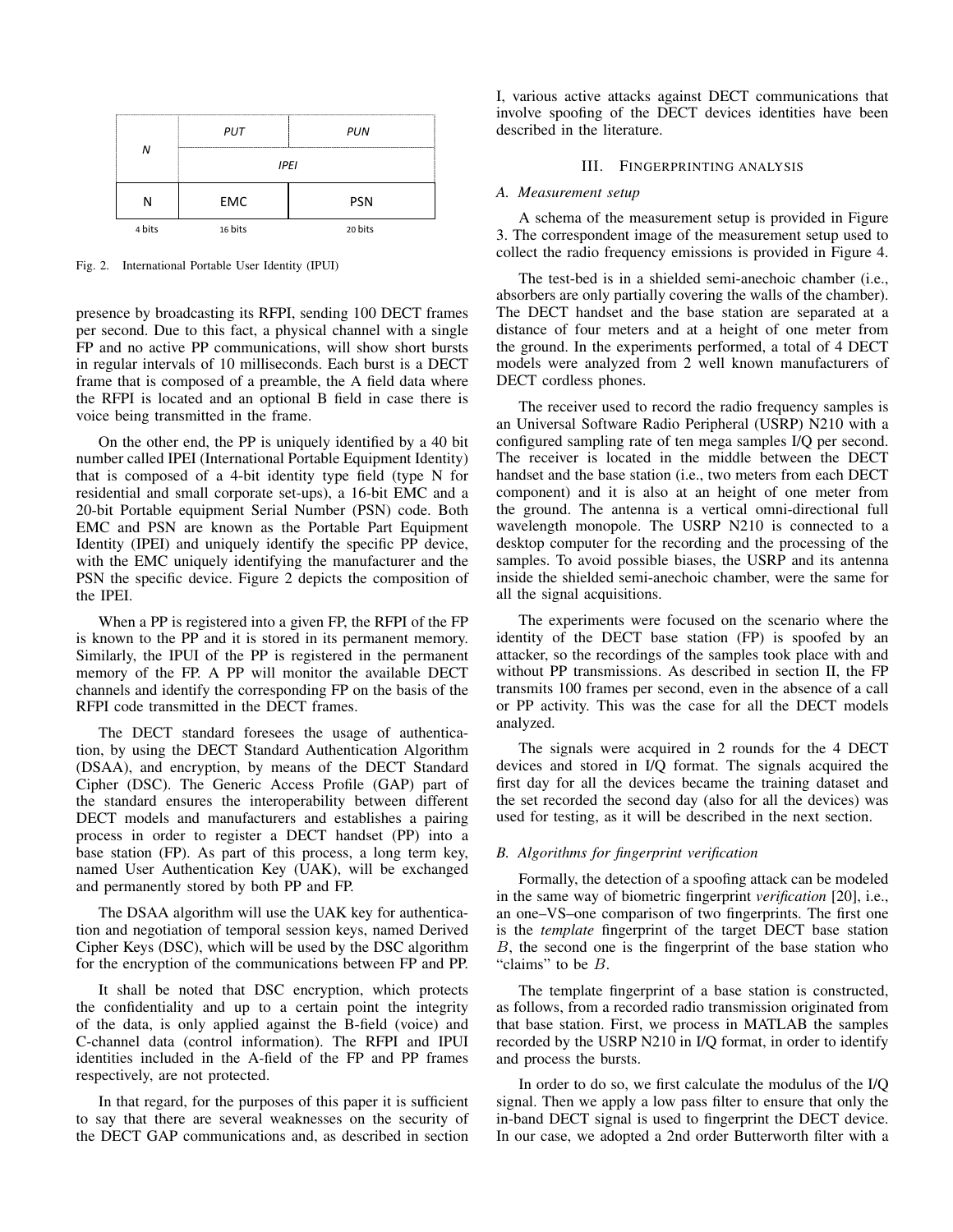N

PUT

PUN

IPEI

N

EMC

PSN

4 bits

16 bits

20 bits

Fig. 2. International Portable User Identity (IPUI)

presence by broadcasting its RFPI, sending 100 DECT frames per second. Due to this fact, a physical channel with a single FP and no active PP communications, will show short bursts in regular intervals of 10 milliseconds. Each burst is a DECT frame that is composed of a preamble, the A field data where the RFPI is located and an optional B field in case there is voice being transmitted in the frame.

On the other end, the PP is uniquely identified by a 40 bit number called IPEI (International Portable Equipment Identity) that is composed of a 4-bit identity type field (type N for residential and small corporate set-ups), a 16-bit EMC and a 20-bit Portable equipment Serial Number (PSN) code. Both EMC and PSN are known as the Portable Part Equipment Identity (IPEI) and uniquely identify the specific PP device, with the EMC uniquely identifying the manufacturer and the PSN the specific device. Figure 2 depicts the composition of the IPEI.

When a PP is registered into a given FP, the RFPI of the FP is known to the PP and it is stored in its permanent memory. Similarly, the IPUI of the PP is registered in the permanent memory of the FP. A PP will monitor the available DECT channels and identify the corresponding FP on the basis of the RFPI code transmitted in the DECT frames.

The DECT standard foresees the usage of authentication, by using the DECT Standard Authentication Algorithm (DSAA), and encryption, by means of the DECT Standard Cipher (DSC). The Generic Access Profile (GAP) part of the standard ensures the interoperability between different DECT models and manufacturers and establishes a pairing process in order to register a DECT handset (PP) into a base station (FP). As part of this process, a long term key, named User Authentication Key (UAK), will be exchanged and permanently stored by both PP and FP.

The DSAA algorithm will use the UAK key for authentication and negotiation of temporal session keys, named Derived Cipher Keys (DSC), which will be used by the DSC algorithm for the encryption of the communications between FP and PP.

It shall be noted that DSC encryption, which protects the confidentiality and up to a certain point the integrity of the data, is only applied against the B-field (voice) and C-channel data (control information). The RFPI and IPUI identities included in the A-field of the FP and PP frames respectively, are not protected.

In that regard, for the purposes of this paper it is sufficient to say that there are several weaknesses on the security of the DECT GAP communications and, as described in section I, various active attacks against DECT communications that involve spoofing of the DECT devices identities have been described in the literature.

## III. Fingerprinting analysis

### A. Measurement setup

A schema of the measurement setup is provided in Figure 3. The correspondent image of the measurement setup used to collect the radio frequency emissions is provided in Figure 4.

The test-bed is in a shielded semi-anechoic chamber (i.e., absorbers are only partially covering the walls of the chamber). The DECT handset and the base station are separated at a distance of four meters and at a height of one meter from the ground. In the experiments performed, a total of 4 DECT models were analyzed from 2 well known manufacturers of DECT cordless phones.

The receiver used to record the radio frequency samples is an Universal Software Radio Peripheral (USRP) N210 with a configured sampling rate of ten mega samples I/Q per second. The receiver is located in the middle between the DECT handset and the base station (i.e., two meters from each DECT component) and it is also at an height of one meter from the ground. The antenna is a vertical omni-directional full wavelength monopole. The USRP N210 is connected to a desktop computer for the recording and the processing of the samples. To avoid possible biases, the USRP and its antenna inside the shielded semi-anechoic chamber, were the same for all the signal acquisitions.

The experiments were focused on the scenario where the identity of the DECT base station (FP) is spoofed by an attacker, so the recordings of the samples took place with and without PP transmissions. As described in section II, the FP transmits 100 frames per second, even in the absence of a call or PP activity. This was the case for all the DECT models analyzed.

The signals were acquired in 2 rounds for the 4 DECT devices and stored in I/Q format. The signals acquired the first day for all the devices became the training dataset and the set recorded the second day (also for all the devices) was used for testing, as it will be described in the next section.

### B. Algorithms for fingerprint verification

Formally, the detection of a spoofing attack can be modeled in the same way of biometric fingerprint *verification* [20], i.e., an one–VS–one comparison of two fingerprints. The first one is the *template* fingerprint of the target DECT base station $B$, the second one is the fingerprint of the base station who "claims" to be $B$.

The template fingerprint of a base station is constructed, as follows, from a recorded radio transmission originated from that base station. First, we process in MATLAB the samples recorded by the USRP N210 in I/Q format, in order to identify and process the bursts.

In order to do so, we first calculate the modulus of the I/Q signal. Then we apply a low pass filter to ensure that only the in-band DECT signal is used to fingerprint the DECT device. In our case, we adopted a 2nd order Butterworth filter with a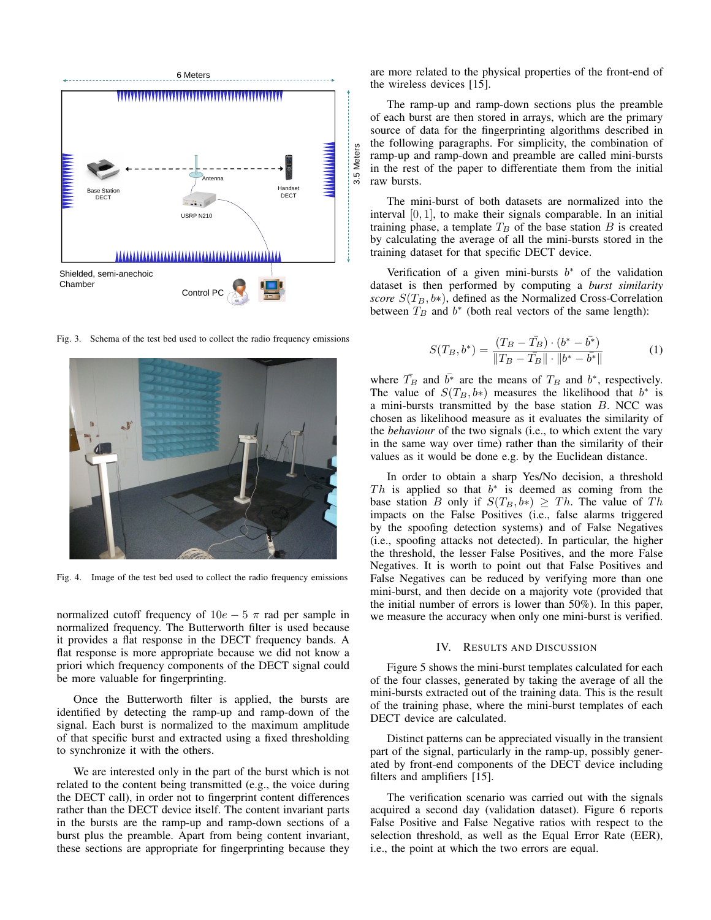Fig. 3. Schema of the test bed used to collect the radio frequency emissions

Fig. 4. Image of the test bed used to collect the radio frequency emissions

normalized cutoff frequency of $10e-5$ $\pi$ rad per sample in normalized frequency. The Butterworth filter is used because it provides a flat response in the DECT frequency bands. A flat response is more appropriate because we did not know a priori which frequency components of the DECT signal could be more valuable for fingerprinting.

Once the Butterworth filter is applied, the bursts are identified by detecting the ramp-up and ramp-down of the signal. Each burst is normalized to the maximum amplitude of that specific burst and extracted using a fixed thresholding to synchronize it with the others.

We are interested only in the part of the burst which is not related to the content being transmitted (e.g., the voice during the DECT call), in order not to fingerprint content differences rather than the DECT device itself. The content invariant parts in the bursts are the ramp-up and ramp-down sections of a burst plus the preamble. Apart from being content invariant, these sections are appropriate for fingerprinting because they are more related to the physical properties of the front-end of the wireless devices [15].

The ramp-up and ramp-down sections plus the preamble of each burst are then stored in arrays, which are the primary source of data for the fingerprinting algorithms described in the following paragraphs. For simplicity, the combination of ramp-up and ramp-down and preamble are called mini-bursts in the rest of the paper to differentiate them from the initial raw bursts.

The mini-burst of both datasets are normalized into the interval $[0, 1]$, to make their signals comparable. In an initial training phase, a template $T_B$ of the base station $B$ is created by calculating the average of all the mini-bursts stored in the training dataset for that specific DECT device.

Verification of a given mini-bursts $b^*$ of the validation dataset is then performed by computing a *burst similarity score* $S(T_B, b*)$, defined as the Normalized Cross-Correlation between $T_B$ and $b^*$ (both real vectors of the same length):

$$S(T_B, b^*) = \frac{(T_B - \bar{T_B}) \cdot (b^* - \bar{b^*})}{\|T_B - \bar{T_B}\| \cdot \|b^* - \bar{b^*}\|} \quad (1)$$

where $\bar{T_B}$ and $\bar{b^*}$ are the means of $T_B$ and $b^*$, respectively. The value of $S(T_B, b*)$ measures the likelihood that $b^*$ is a mini-bursts transmitted by the base station $B$. NCC was chosen as likelihood measure as it evaluates the similarity of the *behaviour* of the two signals (i.e., to which extent the vary in the same way over time) rather than the similarity of their values as it would be done e.g. by the Euclidean distance.

In order to obtain a sharp Yes/No decision, a threshold $Th$ is applied so that $b^*$ is deemed as coming from the base station $B$ only if $S(T_B, b*) \geq Th$. The value of $Th$ impacts on the False Positives (i.e., false alarms triggered by the spoofing detection systems) and of False Negatives (i.e., spoofing attacks not detected). In particular, the higher the threshold, the lesser False Positives, and the more False Negatives. It is worth to point out that False Positives and False Negatives can be reduced by verifying more than one mini-burst, and then decide on a majority vote (provided that the initial number of errors is lower than 50%). In this paper, we measure the accuracy when only one mini-burst is verified.

## IV. Results and Discussion

Figure 5 shows the mini-burst templates calculated for each of the four classes, generated by taking the average of all the mini-bursts extracted out of the training data. This is the result of the training phase, where the mini-burst templates of each DECT device are calculated.

Distinct patterns can be appreciated visually in the transient part of the signal, particularly in the ramp-up, possibly generated by front-end components of the DECT device including filters and amplifiers [15].

The verification scenario was carried out with the signals acquired a second day (validation dataset). Figure 6 reports False Positive and False Negative ratios with respect to the selection threshold, as well as the Equal Error Rate (EER), i.e., the point at which the two errors are equal.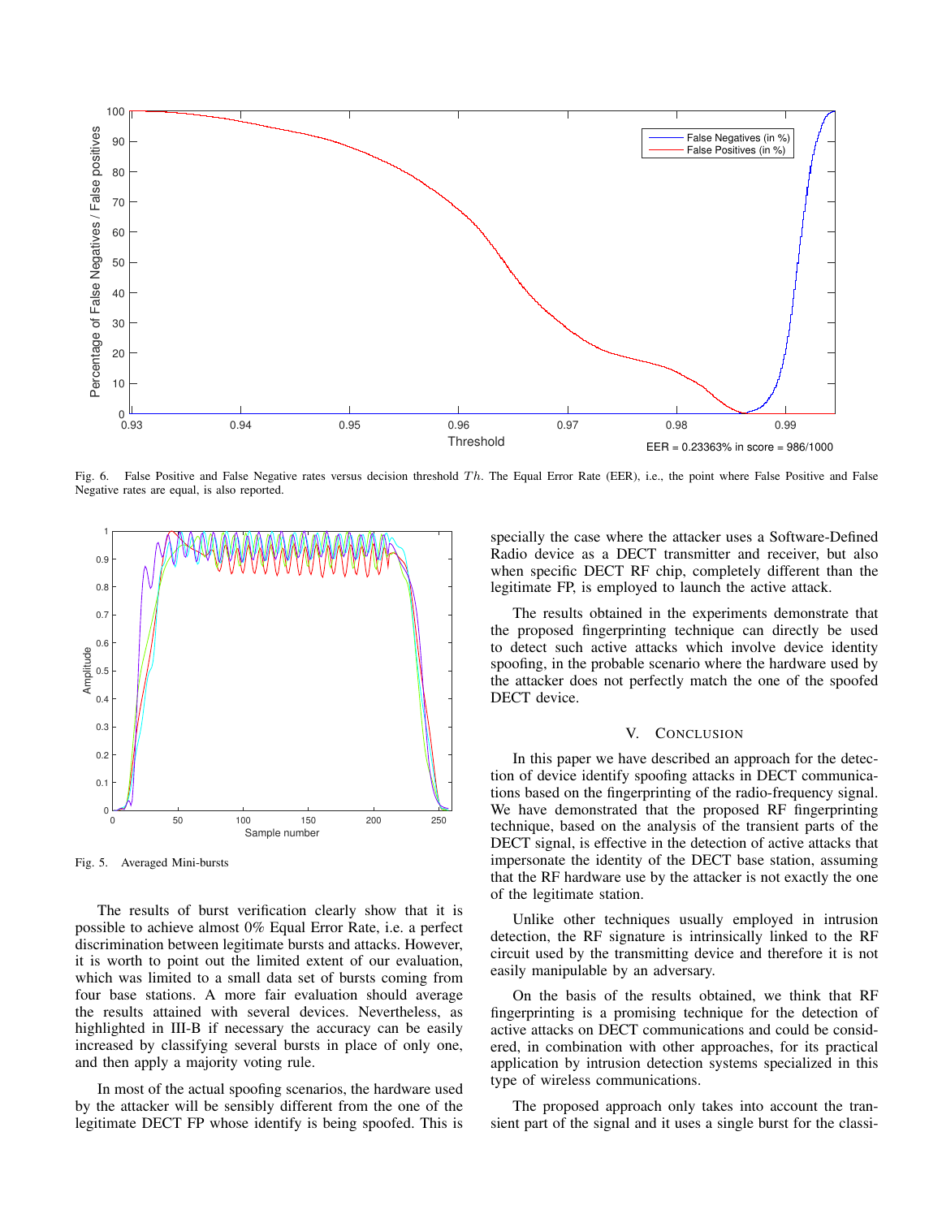100
90
80
70
60
50
40
30
20
10
0

0.93 0.94 0.95 0.96 0.97 0.98 0.99

Threshold

Percentage of False Negatives / False positives

False Negatives (in %)
False Positives (in %)

EER = 0.23363% in score = 986/1000

Fig. 6. False Positive and False Negative rates versus decision threshold $Th$. The Equal Error Rate (EER), i.e., the point where False Positive and False Negative rates are equal, is also reported.

1
0.9
0.8
0.7
0.6
0.5
0.4
0.3
0.2
0.1
0

0 50 100 150 200 250

Sample number

Amplitude

Fig. 5. Averaged Mini-bursts

The results of burst verification clearly show that it is possible to achieve almost 0% Equal Error Rate, i.e. a perfect discrimination between legitimate bursts and attacks. However, it is worth to point out the limited extent of our evaluation, which was limited to a small data set of bursts coming from four base stations. A more fair evaluation should average the results attained with several devices. Nevertheless, as highlighted in III-B if necessary the accuracy can be easily increased by classifying several bursts in place of only one, and then apply a majority voting rule.

In most of the actual spoofing scenarios, the hardware used by the attacker will be sensibly different from the one of the legitimate DECT FP whose identify is being spoofed. This is specially the case where the attacker uses a Software-Defined Radio device as a DECT transmitter and receiver, but also when specific DECT RF chip, completely different than the legitimate FP, is employed to launch the active attack.

The results obtained in the experiments demonstrate that the proposed fingerprinting technique can directly be used to detect such active attacks which involve device identity spoofing, in the probable scenario where the hardware used by the attacker does not perfectly match the one of the spoofed DECT device.

## V. Conclusion

In this paper we have described an approach for the detection of device identify spoofing attacks in DECT communications based on the fingerprinting of the radio-frequency signal. We have demonstrated that the proposed RF fingerprinting technique, based on the analysis of the transient parts of the DECT signal, is effective in the detection of active attacks that impersonate the identity of the DECT base station, assuming that the RF hardware use by the attacker is not exactly the one of the legitimate station.

Unlike other techniques usually employed in intrusion detection, the RF signature is intrinsically linked to the RF circuit used by the transmitting device and therefore it is not easily manipulable by an adversary.

On the basis of the results obtained, we think that RF fingerprinting is a promising technique for the detection of active attacks on DECT communications and could be considered, in combination with other approaches, for its practical application by intrusion detection systems specialized in this type of wireless communications.

The proposed approach only takes into account the transient part of the signal and it uses a single burst for the classi-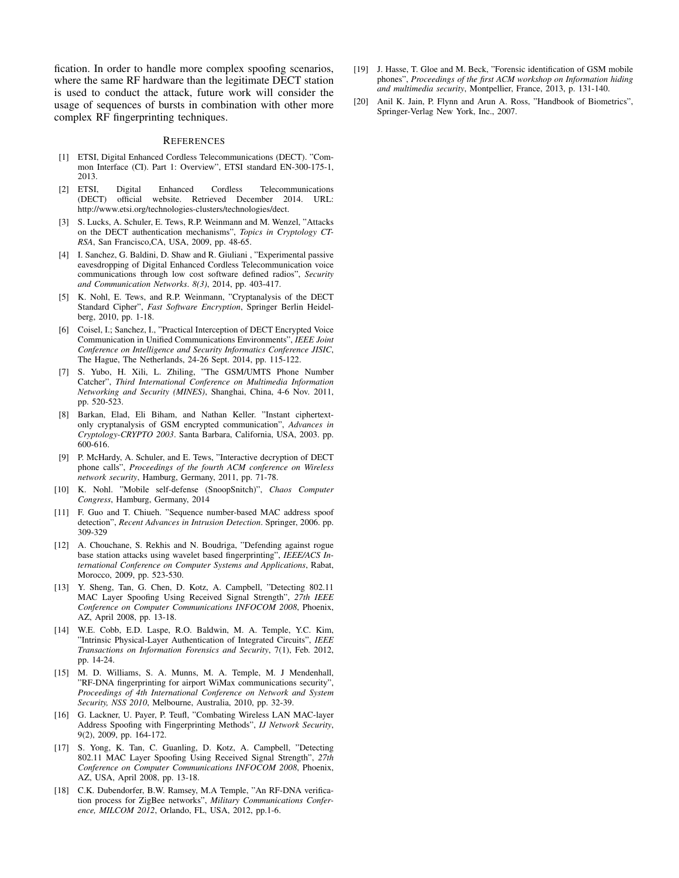fication. In order to handle more complex spoofing scenarios, where the same RF hardware than the legitimate DECT station is used to conduct the attack, future work will consider the usage of sequences of bursts in combination with other more complex RF fingerprinting techniques.

## REFERENCES

[1] ETSI, Digital Enhanced Cordless Telecommunications (DECT). "Common Interface (CI). Part 1: Overview", ETSI standard EN-300-175-1, 2013.

[2] ETSI, Digital Enhanced Cordless Telecommunications (DECT) official website. Retrieved December 2014. URL: http://www.etsi.org/technologies-clusters/technologies/dect.

[3] S. Lucks, A. Schuler, E. Tews, R.P. Weinmann and M. Wenzel, "Attacks on the DECT authentication mechanisms", *Topics in Cryptology CT-RSA*, San Francisco,CA, USA, 2009, pp. 48-65.

[4] I. Sanchez, G. Baldini, D. Shaw and R. Giuliani , "Experimental passive eavesdropping of Digital Enhanced Cordless Telecommunication voice communications through low cost software defined radios", *Security and Communication Networks. 8(3)*, 2014, pp. 403-417.

[5] K. Nohl, E. Tews, and R.P. Weinmann, "Cryptanalysis of the DECT Standard Cipher", *Fast Software Encryption*, Springer Berlin Heidelberg, 2010, pp. 1-18.

[6] Coisel, I.; Sanchez, I., "Practical Interception of DECT Encrypted Voice Communication in Unified Communications Environments", *IEEE Joint Conference on Intelligence and Security Informatics Conference JISIC*, The Hague, The Netherlands, 24-26 Sept. 2014, pp. 115-122.

[7] S. Yubo, H. Xili, L. Zhiling, "The GSM/UMTS Phone Number Catcher", *Third International Conference on Multimedia Information Networking and Security (MINES)*, Shanghai, China, 4-6 Nov. 2011, pp. 520-523.

[8] Barkan, Elad, Eli Biham, and Nathan Keller. "Instant ciphertext-only cryptanalysis of GSM encrypted communication", *Advances in Cryptology-CRYPTO 2003*. Santa Barbara, California, USA, 2003. pp. 600-616.

[9] P. McHardy, A. Schuler, and E. Tews, "Interactive decryption of DECT phone calls", *Proceedings of the fourth ACM conference on Wireless network security*, Hamburg, Germany, 2011, pp. 71-78.

[10] K. Nohl. "Mobile self-defense (SnoopSnitch)", *Chaos Computer Congress*, Hamburg, Germany, 2014

[11] F. Guo and T. Chiueh. "Sequence number-based MAC address spoof detection", *Recent Advances in Intrusion Detection*. Springer, 2006. pp. 309-329

[12] A. Chouchane, S. Rekhis and N. Boudriga, "Defending against rogue base station attacks using wavelet based fingerprinting", *IEEE/ACS International Conference on Computer Systems and Applications*, Rabat, Morocco, 2009, pp. 523-530.

[13] Y. Sheng, Tan, G. Chen, D. Kotz, A. Campbell, "Detecting 802.11 MAC Layer Spoofing Using Received Signal Strength", *27th IEEE Conference on Computer Communications INFOCOM 2008*, Phoenix, AZ, April 2008, pp. 13-18.

[14] W.E. Cobb, E.D. Laspe, R.O. Baldwin, M. A. Temple, Y.C. Kim, "Intrinsic Physical-Layer Authentication of Integrated Circuits", *IEEE Transactions on Information Forensics and Security*, 7(1), Feb. 2012, pp. 14-24.

[15] M. D. Williams, S. A. Munns, M. A. Temple, M. J Mendenhall, "RF-DNA fingerprinting for airport WiMax communications security", *Proceedings of 4th International Conference on Network and System Security, NSS 2010*, Melbourne, Australia, 2010, pp. 32-39.

[16] G. Lackner, U. Payer, P. Teufl, "Combating Wireless LAN MAC-layer Address Spoofing with Fingerprinting Methods", *IJ Network Security*, 9(2), 2009, pp. 164-172.

[17] S. Yong, K. Tan, C. Guanling, D. Kotz, A. Campbell, "Detecting 802.11 MAC Layer Spoofing Using Received Signal Strength", *27th Conference on Computer Communications INFOCOM 2008*, Phoenix, AZ, USA, April 2008, pp. 13-18.

[18] C.K. Dubendorfer, B.W. Ramsey, M.A Temple, "An RF-DNA verification process for ZigBee networks", *Military Communications Conference, MILCOM 2012*, Orlando, FL, USA, 2012, pp.1-6.

[19] J. Hasse, T. Gloe and M. Beck, "Forensic identification of GSM mobile phones", *Proceedings of the first ACM workshop on Information hiding and multimedia security*, Montpellier, France, 2013, p. 131-140.

[20] Anil K. Jain, P. Flynn and Arun A. Ross, "Handbook of Biometrics", Springer-Verlag New York, Inc., 2007.